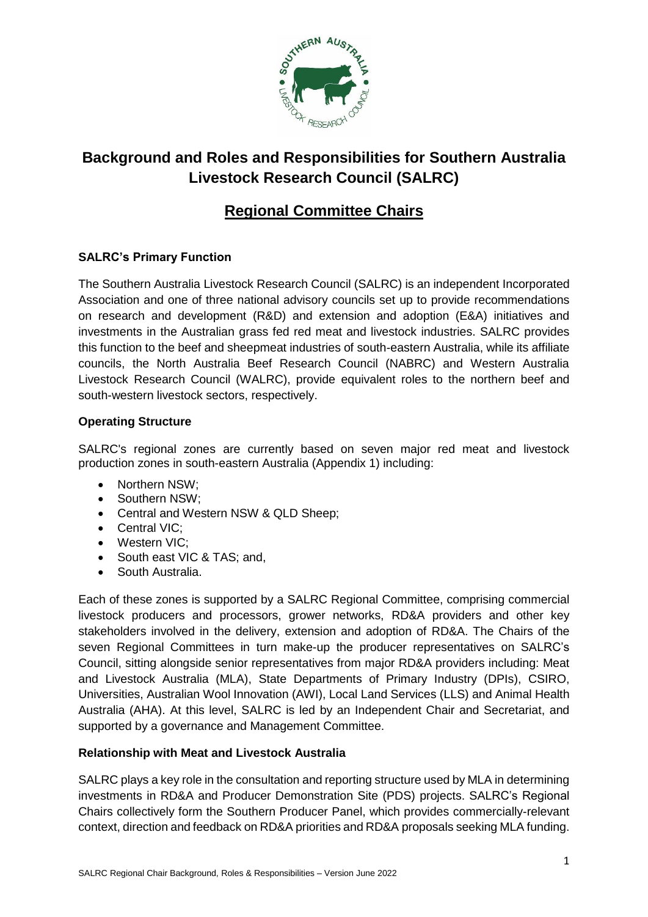# Background and Roles and Responsibilities for Southern Australia Livestock Research Council (SALRC)

## Regional Committee Chairs

### SALRC's Primary Function

The Southern Australia Livestock Research Council (SALRC) is an independent Incorporated Association and one of three national advisory councils set up to provide recommendations on research and development (R&D) and extension and adoption (E&A) initiatives and investments in the Australian grass fed red meat and livestock industries. SALRC provides this function to the beef and sheepmeat industries of south-eastern Australia, while its affiliate councils, the North Australia Beef Research Council (NABRC) and Western Australia Livestock Research Council (WALRC), provide equivalent roles to the northern beef and south-western livestock sectors, respectively.

### Operating Structure

SALRC's regional zones are currently based on seven major red meat and livestock production zones in south-eastern Australia (Appendix 1) including:

- Northern NSW;
- Southern NSW;
- Central and Western NSW & QLD Sheep;
- Central VIC;
- Western VIC;
- South east VIC & TAS; and,
- South Australia.

Each of these zones is supported by a SALRC Regional Committee, comprising commercial livestock producers and processors, grower networks, RD&A providers and other key stakeholders involved in the delivery, extension and adoption of RD&A. The Chairs of the seven Regional Committees in turn make-up the producer representatives on SALRC's Council, sitting alongside senior representatives from major RD&A providers including: Meat and Livestock Australia (MLA), State Departments of Primary Industry (DPIs), CSIRO, Universities, Australian Wool Innovation (AWI), Local Land Services (LLS) and Animal Health Australia (AHA). At this level, SALRC is led by an Independent Chair and Secretariat, and supported by a governance and Management Committee.

### Relationship with Meat and Livestock Australia

SALRC plays a key role in the consultation and reporting structure used by MLA in determining investments in RD&A and Producer Demonstration Site (PDS) projects. SALRC's Regional Chairs collectively form the Southern Producer Panel, which provides commercially-relevant context, direction and feedback on RD&A priorities and RD&A proposals seeking MLA funding.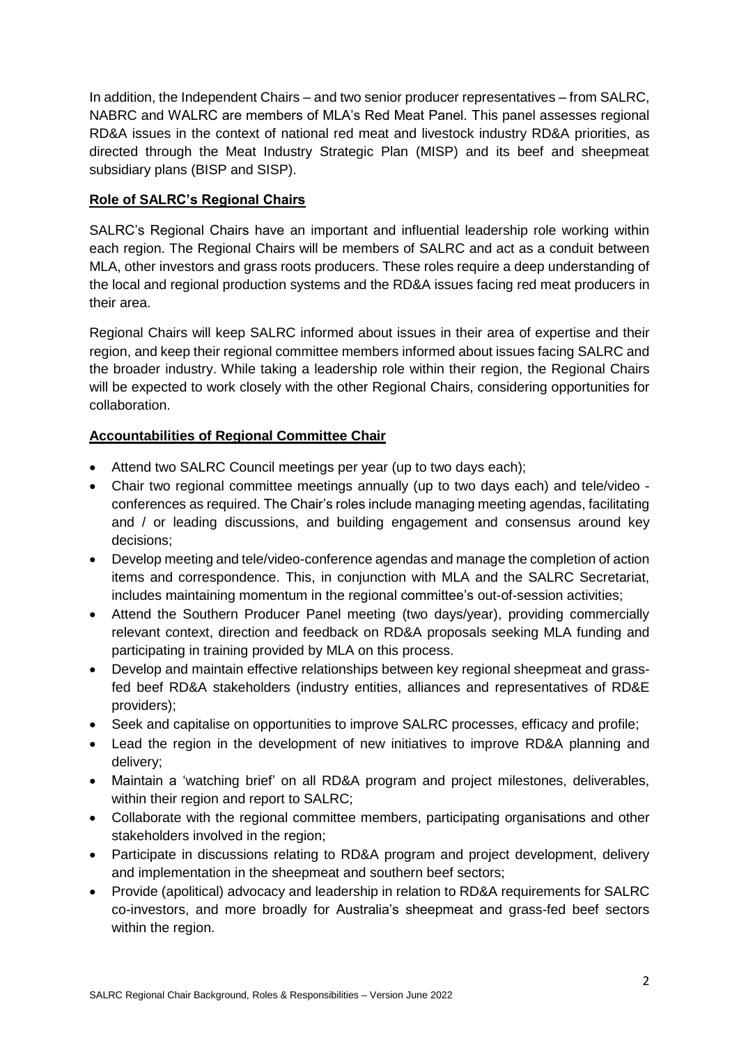In addition, the Independent Chairs – and two senior producer representatives – from SALRC, NABRC and WALRC are members of MLA's Red Meat Panel. This panel assesses regional RD&A issues in the context of national red meat and livestock industry RD&A priorities, as directed through the Meat Industry Strategic Plan (MISP) and its beef and sheepmeat subsidiary plans (BISP and SISP).

## Role of SALRC's Regional Chairs

SALRC's Regional Chairs have an important and influential leadership role working within each region. The Regional Chairs will be members of SALRC and act as a conduit between MLA, other investors and grass roots producers. These roles require a deep understanding of the local and regional production systems and the RD&A issues facing red meat producers in their area.

Regional Chairs will keep SALRC informed about issues in their area of expertise and their region, and keep their regional committee members informed about issues facing SALRC and the broader industry. While taking a leadership role within their region, the Regional Chairs will be expected to work closely with the other Regional Chairs, considering opportunities for collaboration.

## Accountabilities of Regional Committee Chair

- Attend two SALRC Council meetings per year (up to two days each);
- Chair two regional committee meetings annually (up to two days each) and tele/video - conferences as required. The Chair's roles include managing meeting agendas, facilitating and / or leading discussions, and building engagement and consensus around key decisions;
- Develop meeting and tele/video-conference agendas and manage the completion of action items and correspondence. This, in conjunction with MLA and the SALRC Secretariat, includes maintaining momentum in the regional committee's out-of-session activities;
- Attend the Southern Producer Panel meeting (two days/year), providing commercially relevant context, direction and feedback on RD&A proposals seeking MLA funding and participating in training provided by MLA on this process.
- Develop and maintain effective relationships between key regional sheepmeat and grass-fed beef RD&A stakeholders (industry entities, alliances and representatives of RD&E providers);
- Seek and capitalise on opportunities to improve SALRC processes, efficacy and profile;
- Lead the region in the development of new initiatives to improve RD&A planning and delivery;
- Maintain a 'watching brief' on all RD&A program and project milestones, deliverables, within their region and report to SALRC;
- Collaborate with the regional committee members, participating organisations and other stakeholders involved in the region;
- Participate in discussions relating to RD&A program and project development, delivery and implementation in the sheepmeat and southern beef sectors;
- Provide (apolitical) advocacy and leadership in relation to RD&A requirements for SALRC co-investors, and more broadly for Australia's sheepmeat and grass-fed beef sectors within the region.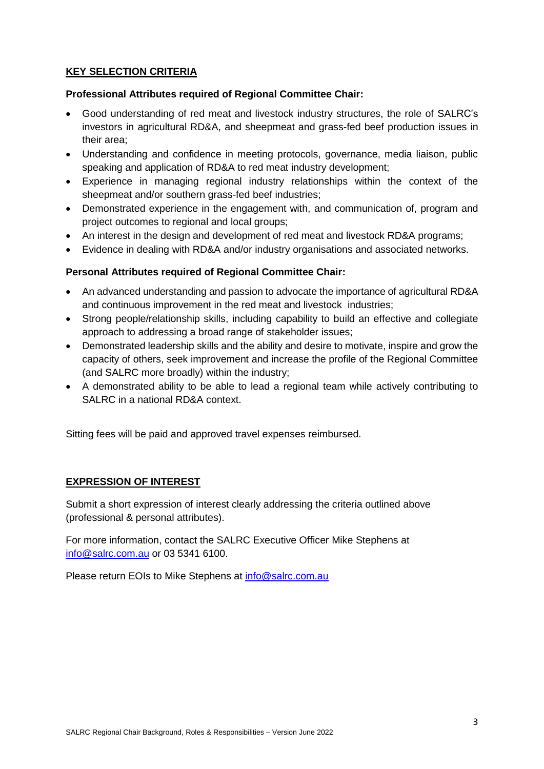## KEY SELECTION CRITERIA

**Professional Attributes required of Regional Committee Chair:**

- Good understanding of red meat and livestock industry structures, the role of SALRC's investors in agricultural RD&A, and sheepmeat and grass-fed beef production issues in their area;
- Understanding and confidence in meeting protocols, governance, media liaison, public speaking and application of RD&A to red meat industry development;
- Experience in managing regional industry relationships within the context of the sheepmeat and/or southern grass-fed beef industries;
- Demonstrated experience in the engagement with, and communication of, program and project outcomes to regional and local groups;
- An interest in the design and development of red meat and livestock RD&A programs;
- Evidence in dealing with RD&A and/or industry organisations and associated networks.

**Personal Attributes required of Regional Committee Chair:**

- An advanced understanding and passion to advocate the importance of agricultural RD&A and continuous improvement in the red meat and livestock industries;
- Strong people/relationship skills, including capability to build an effective and collegiate approach to addressing a broad range of stakeholder issues;
- Demonstrated leadership skills and the ability and desire to motivate, inspire and grow the capacity of others, seek improvement and increase the profile of the Regional Committee (and SALRC more broadly) within the industry;
- A demonstrated ability to be able to lead a regional team while actively contributing to SALRC in a national RD&A context.

Sitting fees will be paid and approved travel expenses reimbursed.

## EXPRESSION OF INTEREST

Submit a short expression of interest clearly addressing the criteria outlined above (professional & personal attributes).

For more information, contact the SALRC Executive Officer Mike Stephens at info@salrc.com.au or 03 5341 6100.

Please return EOIs to Mike Stephens at info@salrc.com.au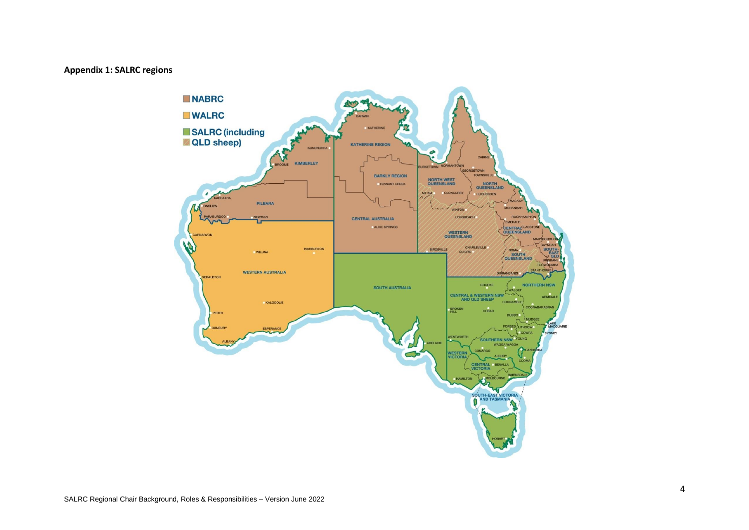## Appendix 1: SALRC regions

NABRC

WALRC

SALRC (including QLD sheep)

KIMBERLEY

PILBARA

WESTERN AUSTRALIA

KATHERINE REGION

BARKLY REGION

CENTRAL AUSTRALIA

SOUTH AUSTRALIA

NORTH WEST QUEENSLAND

NORTH QUEENSLAND

WESTERN QUEENSLAND

CENTRAL QUEENSLAND

SOUTH QUEENSLAND

SOUTH-EAST QLD

NORTHERN NSW

CENTRAL & WESTERN NSW AND QLD SHEEP

SOUTHERN NSW

WESTERN VICTORIA

CENTRAL VICTORIA

SOUTH-EAST VICTORIA AND TASMANIA

DARWIN, KATHERINE, KUNUNURRA, BROOME, KARRATHA, ONSLOW, PARABURDOO, NEWMAN, CARNARVON, WILUNA, WARBURTON, GERALDTON, KALGOORLIE, PERTH, BUNBURY, ESPERANCE, ALBANY, TENNANT CREEK, ALICE SPRINGS, BURKETOWN, NORMANTON, GEORGETOWN, CAIRNS, TOWNSVILLE, MT ISA, CLONCURRY, HUGHENDEN, WINTON, LONGREACH, MACKAY, MORANBAH, ROCKHAMPTON, EMERALD, GLADSTONE, MARYBOROUGH, GAYNDAH, BIRDSVILLE, CHARLEVILLE, QUILPIE, ROMA, BRISBANE, TOOWOOMBA, STANTHORPE, DIRRANBANDI, BOURKE, WALGETT, ARMIDALE, COONAMBLE, COONABARABRAN, BROKEN HILL, COBAR, DUBBO, MUDGEE, FORBES, LITHGOW, LAKE MACQUARIE, COWRA, SYDNEY, YOUNG, WENTWORTH, WAGGA WAGGA, ADELAIDE, CONARGO, CANBERRA, ALBURY, COOMA, BENALLA, BAIRNSDALE, HAMILTON, MELBOURNE, HOBART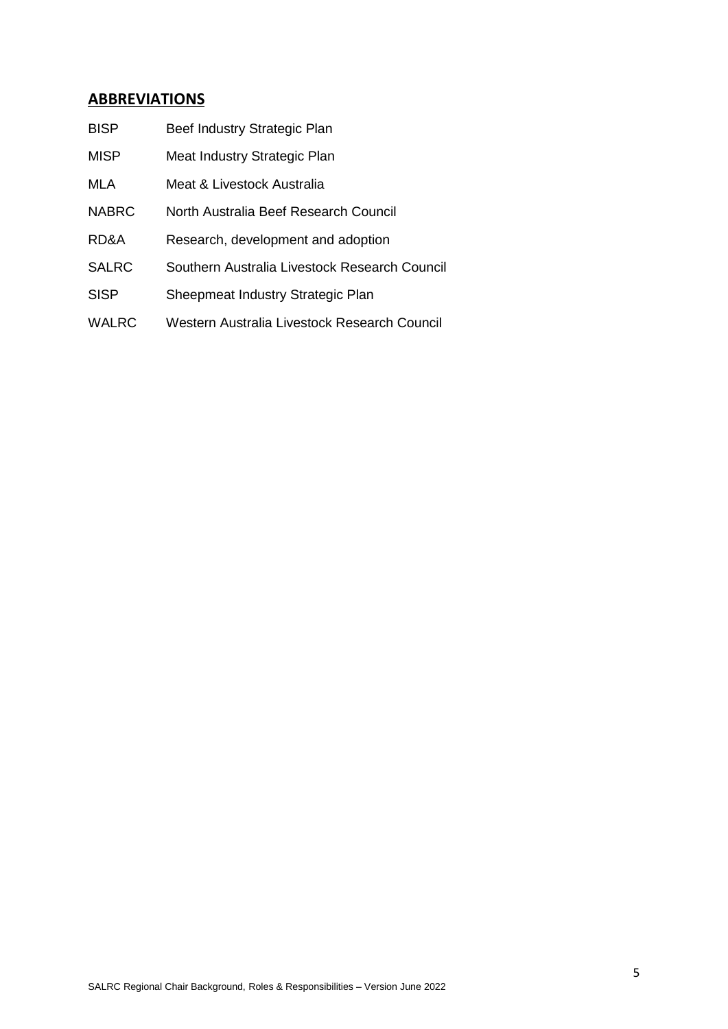## ABBREVIATIONS

| | |
|---|---|
| BISP | Beef Industry Strategic Plan |
| MISP | Meat Industry Strategic Plan |
| MLA | Meat & Livestock Australia |
| NABRC | North Australia Beef Research Council |
| RD&A | Research, development and adoption |
| SALRC | Southern Australia Livestock Research Council |
| SISP | Sheepmeat Industry Strategic Plan |
| WALRC | Western Australia Livestock Research Council |